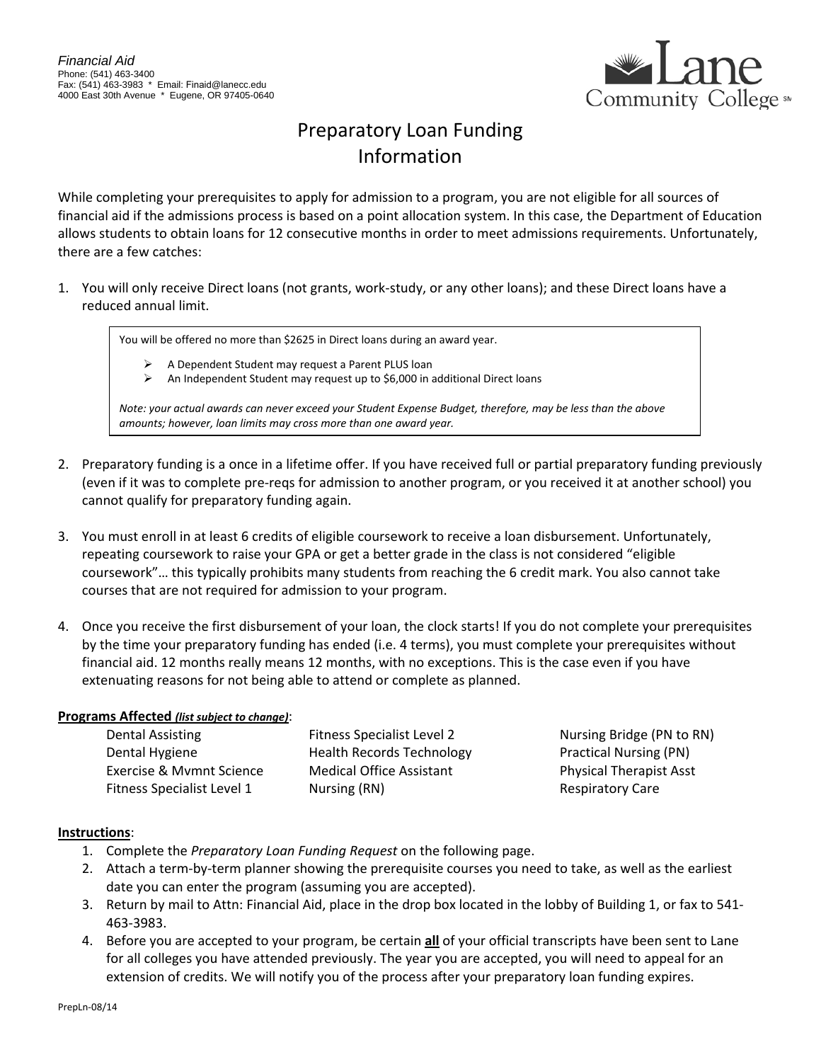*Financial Aid*
Phone: (541) 463-3400
Fax: (541) 463-3983 * Email: Finaid@lanecc.edu
4000 East 30th Avenue * Eugene, OR 97405-0640

Lane Community College

# Preparatory Loan Funding Information

While completing your prerequisites to apply for admission to a program, you are not eligible for all sources of financial aid if the admissions process is based on a point allocation system. In this case, the Department of Education allows students to obtain loans for 12 consecutive months in order to meet admissions requirements. Unfortunately, there are a few catches:

1. You will only receive Direct loans (not grants, work-study, or any other loans); and these Direct loans have a reduced annual limit.

   > You will be offered no more than $2625 in Direct loans during an award year.
   >
   > - A Dependent Student may request a Parent PLUS loan
   > - An Independent Student may request up to $6,000 in additional Direct loans
   >
   > *Note: your actual awards can never exceed your Student Expense Budget, therefore, may be less than the above amounts; however, loan limits may cross more than one award year.*

2. Preparatory funding is a once in a lifetime offer. If you have received full or partial preparatory funding previously (even if it was to complete pre-reqs for admission to another program, or you received it at another school) you cannot qualify for preparatory funding again.

3. You must enroll in at least 6 credits of eligible coursework to receive a loan disbursement. Unfortunately, repeating coursework to raise your GPA or get a better grade in the class is not considered "eligible coursework"… this typically prohibits many students from reaching the 6 credit mark. You also cannot take courses that are not required for admission to your program.

4. Once you receive the first disbursement of your loan, the clock starts! If you do not complete your prerequisites by the time your preparatory funding has ended (i.e. 4 terms), you must complete your prerequisites without financial aid. 12 months really means 12 months, with no exceptions. This is the case even if you have extenuating reasons for not being able to attend or complete as planned.

**Programs Affected *(list subject to change)***:

- Dental Assisting
- Dental Hygiene
- Exercise & Mvmnt Science
- Fitness Specialist Level 1
- Fitness Specialist Level 2
- Health Records Technology
- Medical Office Assistant
- Nursing (RN)
- Nursing Bridge (PN to RN)
- Practical Nursing (PN)
- Physical Therapist Asst
- Respiratory Care

**Instructions**:

1. Complete the *Preparatory Loan Funding Request* on the following page.
2. Attach a term-by-term planner showing the prerequisite courses you need to take, as well as the earliest date you can enter the program (assuming you are accepted).
3. Return by mail to Attn: Financial Aid, place in the drop box located in the lobby of Building 1, or fax to 541-463-3983.
4. Before you are accepted to your program, be certain **all** of your official transcripts have been sent to Lane for all colleges you have attended previously. The year you are accepted, you will need to appeal for an extension of credits. We will notify you of the process after your preparatory loan funding expires.

PrepLn-08/14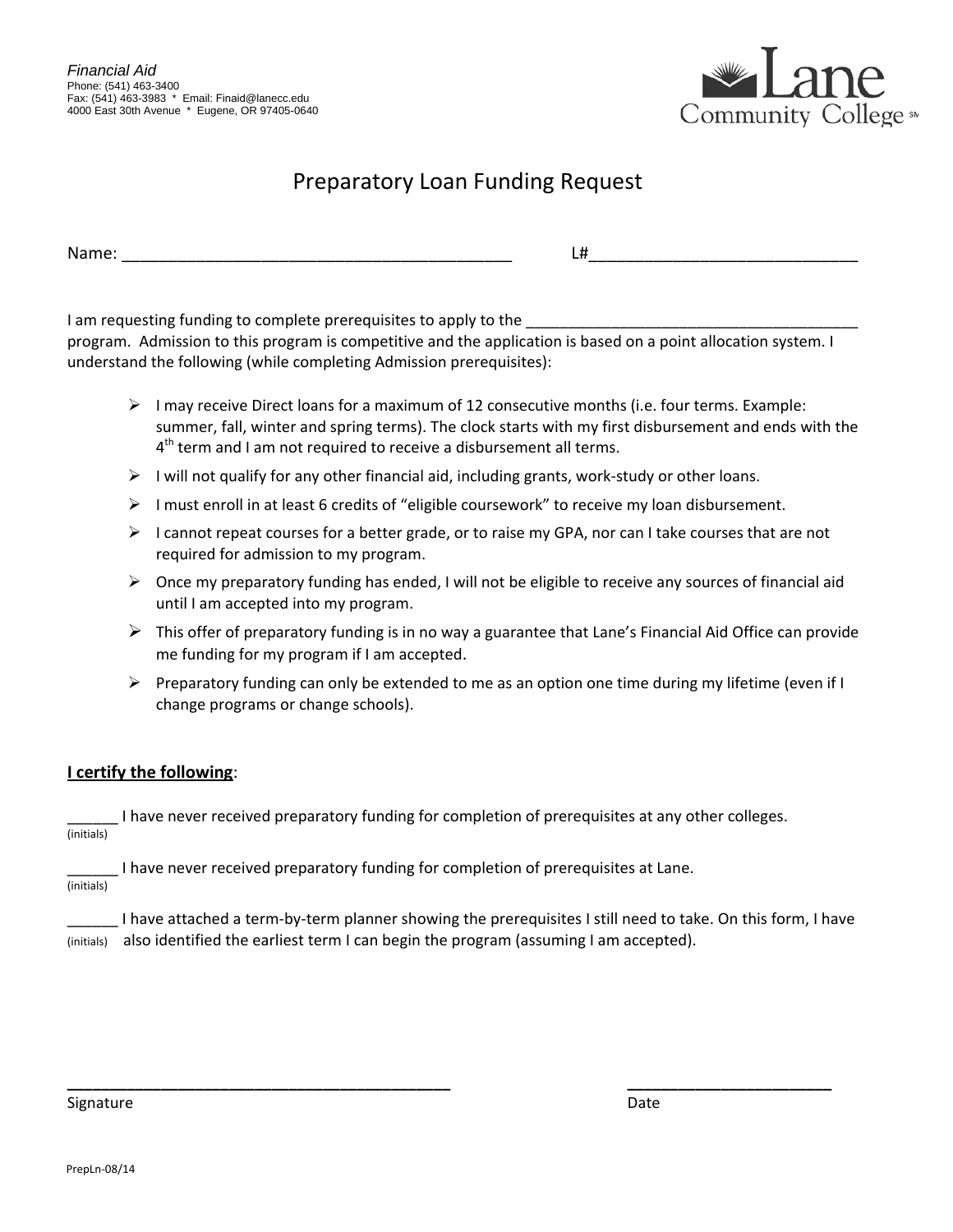Financial Aid
Phone: (541) 463-3400
Fax: (541) 463-3983 * Email: Finaid@lanecc.edu
4000 East 30th Avenue * Eugene, OR 97405-0640

Lane Community College

# Preparatory Loan Funding Request

Name: ___________________________________________ L#_____________________________

I am requesting funding to complete prerequisites to apply to the ______________________________________ program. Admission to this program is competitive and the application is based on a point allocation system. I understand the following (while completing Admission prerequisites):

- I may receive Direct loans for a maximum of 12 consecutive months (i.e. four terms. Example: summer, fall, winter and spring terms). The clock starts with my first disbursement and ends with the 4th term and I am not required to receive a disbursement all terms.
- I will not qualify for any other financial aid, including grants, work-study or other loans.
- I must enroll in at least 6 credits of "eligible coursework" to receive my loan disbursement.
- I cannot repeat courses for a better grade, or to raise my GPA, nor can I take courses that are not required for admission to my program.
- Once my preparatory funding has ended, I will not be eligible to receive any sources of financial aid until I am accepted into my program.
- This offer of preparatory funding is in no way a guarantee that Lane's Financial Aid Office can provide me funding for my program if I am accepted.
- Preparatory funding can only be extended to me as an option one time during my lifetime (even if I change programs or change schools).

**I certify the following**:

______ I have never received preparatory funding for completion of prerequisites at any other colleges.
(initials)

______ I have never received preparatory funding for completion of prerequisites at Lane.
(initials)

______ I have attached a term-by-term planner showing the prerequisites I still need to take. On this form, I have
(initials) also identified the earliest term I can begin the program (assuming I am accepted).

_____________________________________________ _______________________
Signature Date

PrepLn-08/14